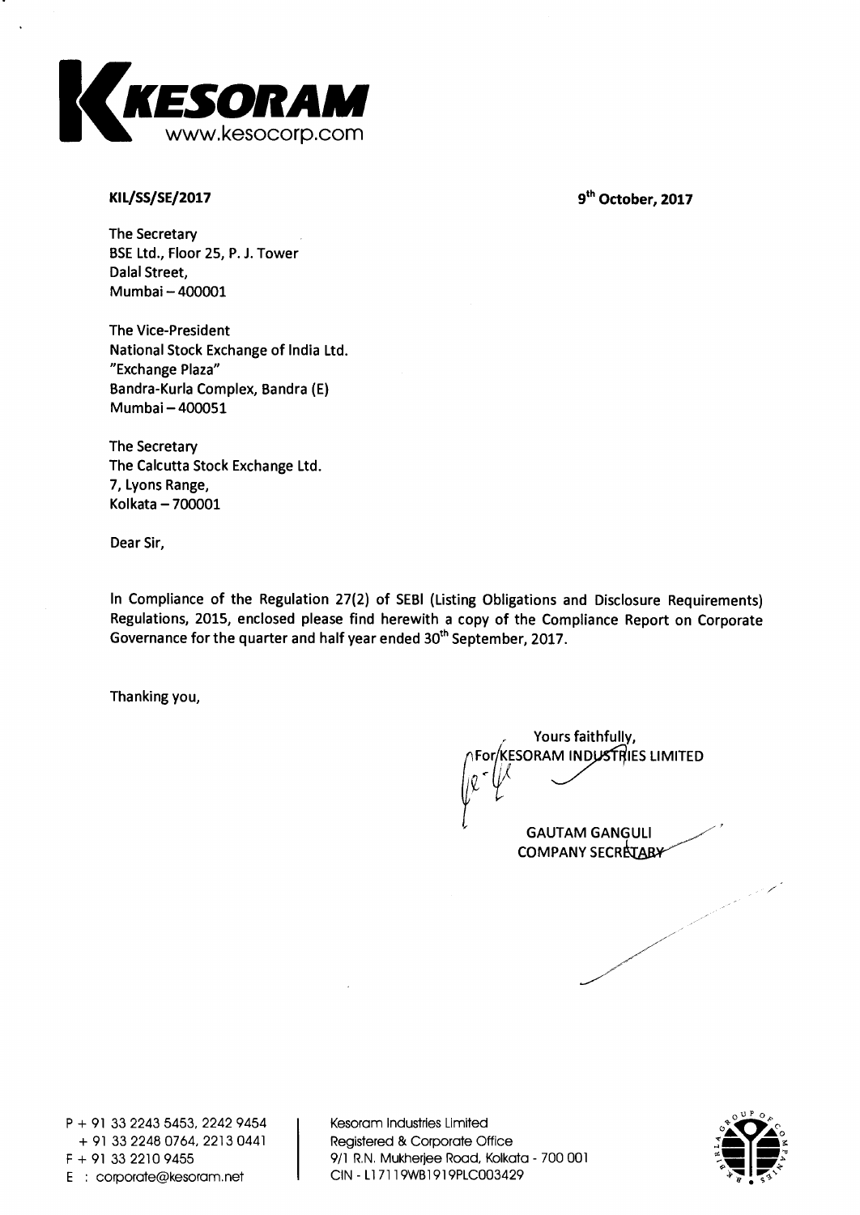**KESORAM**
www.kesocorp.com

**KIL/SS/SE/2017**

**9th October, 2017**

The Secretary
BSE Ltd., Floor 25, P. J. Tower
Dalal Street,
Mumbai – 400001

The Vice-President
National Stock Exchange of India Ltd.
"Exchange Plaza"
Bandra-Kurla Complex, Bandra (E)
Mumbai – 400051

The Secretary
The Calcutta Stock Exchange Ltd.
7, Lyons Range,
Kolkata – 700001

Dear Sir,

In Compliance of the Regulation 27(2) of SEBI (Listing Obligations and Disclosure Requirements) Regulations, 2015, enclosed please find herewith a copy of the Compliance Report on Corporate Governance for the quarter and half year ended 30th September, 2017.

Thanking you,

Yours faithfully,
For KESORAM INDUSTRIES LIMITED

GAUTAM GANGULI
COMPANY SECRETARY

P + 91 33 2243 5453, 2242 9454
+ 91 33 2248 0764, 2213 0441
F + 91 33 2210 9455
E : corporate@kesoram.net

Kesoram Industries Limited
Registered & Corporate Office
9/1 R.N. Mukherjee Road, Kolkata - 700 001
CIN - L17119WB1919PLC003429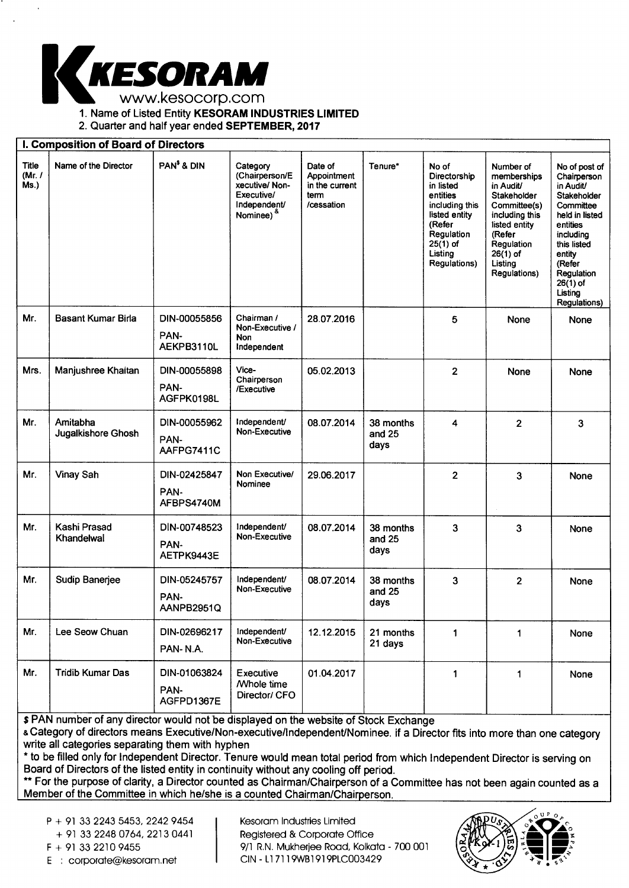# KESORAM

www.kesocorp.com

1. Name of Listed Entity **KESORAM INDUSTRIES LIMITED**
2. Quarter and half year ended **SEPTEMBER, 2017**

## I. Composition of Board of Directors

| Title (Mr. / Ms.) | Name of the Director | PAN$ & DIN | Category (Chairperson/Executive/ Non-Executive/ Independent/ Nominee) & | Date of Appointment in the current term /cessation | Tenure* | No of Directorship in listed entities including this listed entity (Refer Regulation 25(1) of Listing Regulations) | Number of memberships in Audit/ Stakeholder Committee(s) including this listed entity (Refer Regulation 26(1) of Listing Regulations) | No of post of Chairperson in Audit/ Stakeholder Committee held in listed entities including this listed entity (Refer Regulation 26(1) of Listing Regulations) |
|---|---|---|---|---|---|---|---|---|
| Mr. | Basant Kumar Birla | DIN-00055856 PAN- AEKPB3110L | Chairman / Non-Executive / Non Independent | 28.07.2016 | | 5 | None | None |
| Mrs. | Manjushree Khaitan | DIN-00055898 PAN- AGFPK0198L | Vice-Chairperson /Executive | 05.02.2013 | | 2 | None | None |
| Mr. | Amitabha Jugalkishore Ghosh | DIN-00055962 PAN- AAFPG7411C | Independent/ Non-Executive | 08.07.2014 | 38 months and 25 days | 4 | 2 | 3 |
| Mr. | Vinay Sah | DIN-02425847 PAN- AFBPS4740M | Non Executive/ Nominee | 29.06.2017 | | 2 | 3 | None |
| Mr. | Kashi Prasad Khandelwal | DIN-00748523 PAN- AETPK9443E | Independent/ Non-Executive | 08.07.2014 | 38 months and 25 days | 3 | 3 | None |
| Mr. | Sudip Banerjee | DIN-05245757 PAN- AANPB2951Q | Independent/ Non-Executive | 08.07.2014 | 38 months and 25 days | 3 | 2 | None |
| Mr. | Lee Seow Chuan | DIN-02696217 PAN- N.A. | Independent/ Non-Executive | 12.12.2015 | 21 months 21 days | 1 | 1 | None |
| Mr. | Tridib Kumar Das | DIN-01063824 PAN- AGFPD1367E | Executive /Whole time Director/ CFO | 01.04.2017 | | 1 | 1 | None |

$ PAN number of any director would not be displayed on the website of Stock Exchange

& Category of directors means Executive/Non-executive/Independent/Nominee. if a Director fits into more than one category write all categories separating them with hyphen

* to be filled only for Independent Director. Tenure would mean total period from which Independent Director is serving on Board of Directors of the listed entity in continuity without any cooling off period.

** For the purpose of clarity, a Director counted as Chairman/Chairperson of a Committee has not been again counted as a Member of the Committee in which he/she is a counted Chairman/Chairperson.

P + 91 33 2243 5453, 2242 9454
+ 91 33 2248 0764, 2213 0441
F + 91 33 2210 9455
E : corporate@kesoram.net

Kesoram Industries Limited
Registered & Corporate Office
9/1 R.N. Mukherjee Road, Kolkata - 700 001
CIN - L17119WB1919PLC003429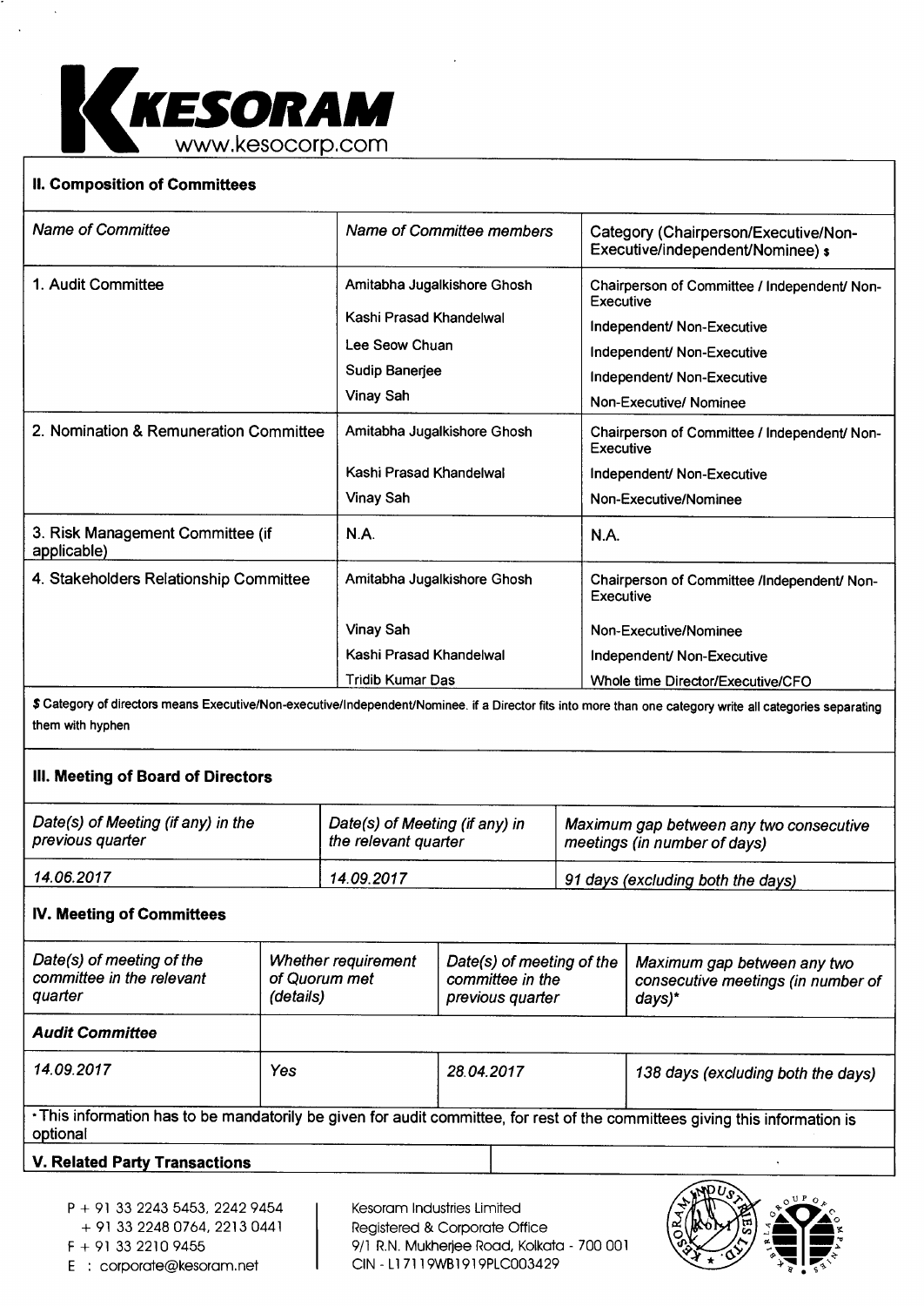## II. Composition of Committees

| Name of Committee | Name of Committee members | Category (Chairperson/Executive/Non-Executive/independent/Nominee) $ |
|---|---|---|
| 1. Audit Committee | Amitabha Jugalkishore Ghosh | Chairperson of Committee / Independent/ Non-Executive |
| | Kashi Prasad Khandelwal | Independent/ Non-Executive |
| | Lee Seow Chuan | Independent/ Non-Executive |
| | Sudip Banerjee | Independent/ Non-Executive |
| | Vinay Sah | Non-Executive/ Nominee |
| 2. Nomination & Remuneration Committee | Amitabha Jugalkishore Ghosh | Chairperson of Committee / Independent/ Non-Executive |
| | Kashi Prasad Khandelwal | Independent/ Non-Executive |
| | Vinay Sah | Non-Executive/Nominee |
| 3. Risk Management Committee (if applicable) | N.A. | N.A. |
| 4. Stakeholders Relationship Committee | Amitabha Jugalkishore Ghosh | Chairperson of Committee /Independent/ Non-Executive |
| | Vinay Sah | Non-Executive/Nominee |
| | Kashi Prasad Khandelwal | Independent/ Non-Executive |
| | Tridib Kumar Das | Whole time Director/Executive/CFO |

$ Category of directors means Executive/Non-executive/Independent/Nominee. if a Director fits into more than one category write all categories separating them with hyphen

## III. Meeting of Board of Directors

| *Date(s) of Meeting (if any) in the previous quarter* | *Date(s) of Meeting (if any) in the relevant quarter* | *Maximum gap between any two consecutive meetings (in number of days)* |
|---|---|---|
| *14.06.2017* | *14.09.2017* | *91 days (excluding both the days)* |

## IV. Meeting of Committees

| *Date(s) of meeting of the committee in the relevant quarter* | *Whether requirement of Quorum met (details)* | *Date(s) of meeting of the committee in the previous quarter* | *Maximum gap between any two consecutive meetings (in number of days)** |
|---|---|---|---|
| ***Audit Committee*** | | | |
| *14.09.2017* | *Yes* | *28.04.2017* | *138 days (excluding both the days)* |

*This information has to be mandatorily be given for audit committee, for rest of the committees giving this information is optional

## V. Related Party Transactions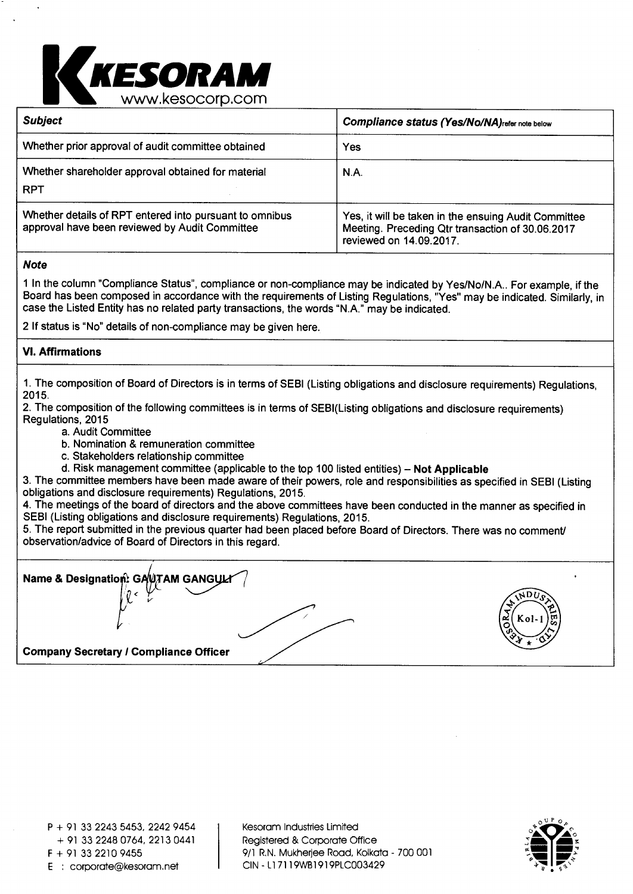| ***Subject*** | ***Compliance status (Yes/No/NA)*** refer note below |
|---|---|
| Whether prior approval of audit committee obtained | Yes |
| Whether shareholder approval obtained for material RPT | N.A. |
| Whether details of RPT entered into pursuant to omnibus approval have been reviewed by Audit Committee | Yes, it will be taken in the ensuing Audit Committee Meeting. Preceding Qtr transaction of 30.06.2017 reviewed on 14.09.2017. |

***Note***

1 In the column "Compliance Status", compliance or non-compliance may be indicated by Yes/No/N.A.. For example, if the Board has been composed in accordance with the requirements of Listing Regulations, "Yes" may be indicated. Similarly, in case the Listed Entity has no related party transactions, the words "N.A." may be indicated.

2 If status is "No" details of non-compliance may be given here.

**VI. Affirmations**

1. The composition of Board of Directors is in terms of SEBI (Listing obligations and disclosure requirements) Regulations, 2015.
2. The composition of the following committees is in terms of SEBI(Listing obligations and disclosure requirements) Regulations, 2015
   a. Audit Committee
   b. Nomination & remuneration committee
   c. Stakeholders relationship committee
   d. Risk management committee (applicable to the top 100 listed entities) – **Not Applicable**
3. The committee members have been made aware of their powers, role and responsibilities as specified in SEBI (Listing obligations and disclosure requirements) Regulations, 2015.
4. The meetings of the board of directors and the above committees have been conducted in the manner as specified in SEBI (Listing obligations and disclosure requirements) Regulations, 2015.
5. The report submitted in the previous quarter had been placed before Board of Directors. There was no comment/ observation/advice of Board of Directors in this regard.

**Name & Designation: GAUTAM GANGULI**

**Company Secretary / Compliance Officer**

P + 91 33 2243 5453, 2242 9454
+ 91 33 2248 0764, 2213 0441
F + 91 33 2210 9455
E : corporate@kesoram.net

Kesoram Industries Limited
Registered & Corporate Office
9/1 R.N. Mukherjee Road, Kolkata - 700 001
CIN - L17119WB1919PLC003429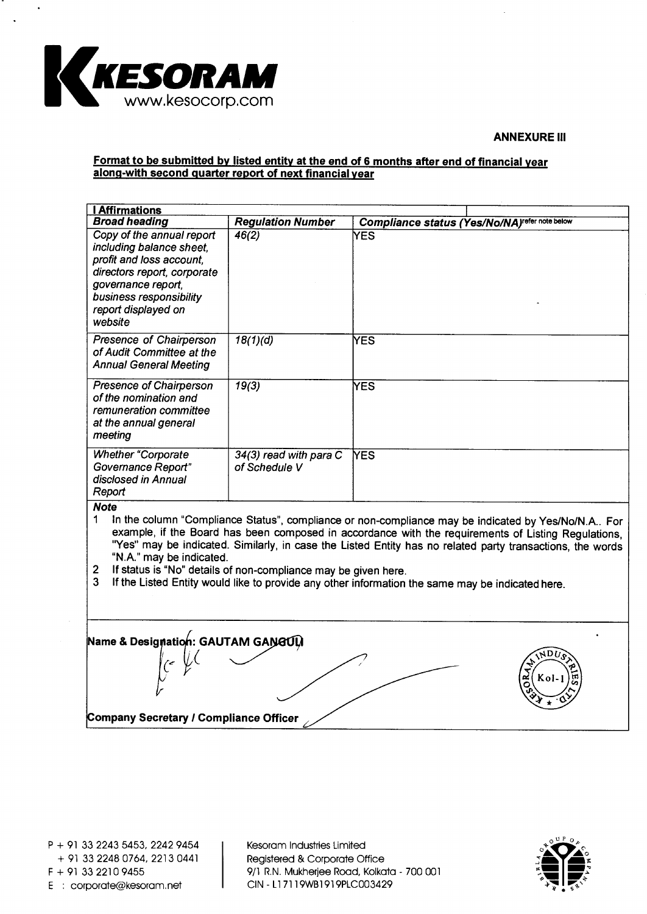# KESORAM

www.kesocorp.com

**ANNEXURE III**

**Format to be submitted by listed entity at the end of 6 months after end of financial year along-with second quarter report of next financial year**

| **I Affirmations** | | |
|---|---|---|
| ***Broad heading*** | ***Regulation Number*** | ***Compliance status (Yes/No/NA)*** refer note below |
| *Copy of the annual report including balance sheet, profit and loss account, directors report, corporate governance report, business responsibility report displayed on website* | *46(2)* | YES |
| *Presence of Chairperson of Audit Committee at the Annual General Meeting* | *18(1)(d)* | YES |
| *Presence of Chairperson of the nomination and remuneration committee at the annual general meeting* | *19(3)* | YES |
| *Whether "Corporate Governance Report" disclosed in Annual Report* | *34(3) read with para C of Schedule V* | YES |

***Note***

1. In the column "Compliance Status", compliance or non-compliance may be indicated by Yes/No/N.A.. For example, if the Board has been composed in accordance with the requirements of Listing Regulations, "Yes" may be indicated. Similarly, in case the Listed Entity has no related party transactions, the words "N.A." may be indicated.
2. If status is "No" details of non-compliance may be given here.
3. If the Listed Entity would like to provide any other information the same may be indicated here.

**Name & Designation: GAUTAM GANGULI**

**Company Secretary / Compliance Officer**

P + 91 33 2243 5453, 2242 9454
+ 91 33 2248 0764, 2213 0441
F + 91 33 2210 9455
E : corporate@kesoram.net

Kesoram Industries Limited
Registered & Corporate Office
9/1 R.N. Mukherjee Road, Kolkata - 700 001
CIN - L17119WB1919PLC003429